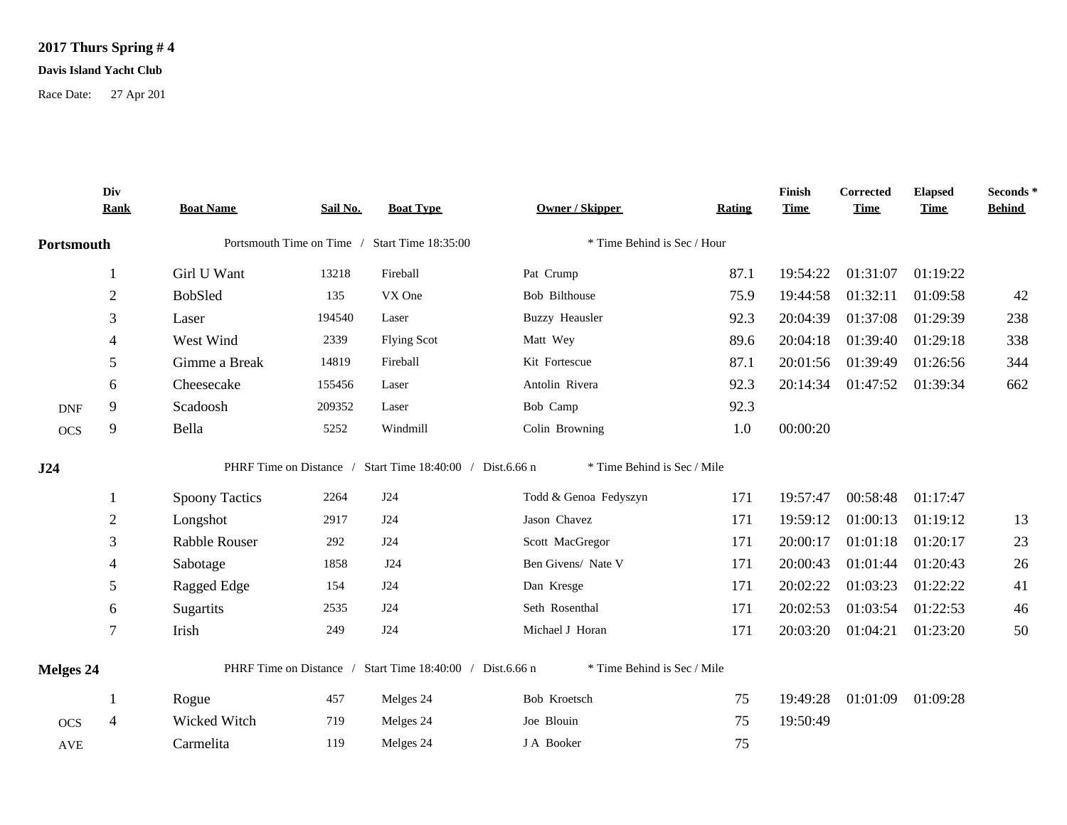**2017 Thurs Spring # 4**

**Davis Island Yacht Club**

Race Date: 27 Apr 201

| | Div Rank | Boat Name | Sail No. | Boat Type | Owner / Skipper | Rating | Finish Time | Corrected Time | Elapsed Time | Seconds * Behind |
|---|---|---|---|---|---|---|---|---|---|---|
| **Portsmouth** | | Portsmouth Time on Time / Start Time 18:35:00 | | | * Time Behind is Sec / Hour | | | | | |
| | 1 | Girl U Want | 13218 | Fireball | Pat Crump | 87.1 | 19:54:22 | 01:31:07 | 01:19:22 | |
| | 2 | BobSled | 135 | VX One | Bob Bilthouse | 75.9 | 19:44:58 | 01:32:11 | 01:09:58 | 42 |
| | 3 | Laser | 194540 | Laser | Buzzy Heausler | 92.3 | 20:04:39 | 01:37:08 | 01:29:39 | 238 |
| | 4 | West Wind | 2339 | Flying Scot | Matt Wey | 89.6 | 20:04:18 | 01:39:40 | 01:29:18 | 338 |
| | 5 | Gimme a Break | 14819 | Fireball | Kit Fortescue | 87.1 | 20:01:56 | 01:39:49 | 01:26:56 | 344 |
| | 6 | Cheesecake | 155456 | Laser | Antolin Rivera | 92.3 | 20:14:34 | 01:47:52 | 01:39:34 | 662 |
| DNF | 9 | Scadoosh | 209352 | Laser | Bob Camp | 92.3 | | | | |
| OCS | 9 | Bella | 5252 | Windmill | Colin Browning | 1.0 | 00:00:20 | | | |
| **J24** | | PHRF Time on Distance / Start Time 18:40:00 / Dist.6.66 n | | | * Time Behind is Sec / Mile | | | | | |
| | 1 | Spoony Tactics | 2264 | J24 | Todd & Genoa Fedyszyn | 171 | 19:57:47 | 00:58:48 | 01:17:47 | |
| | 2 | Longshot | 2917 | J24 | Jason Chavez | 171 | 19:59:12 | 01:00:13 | 01:19:12 | 13 |
| | 3 | Rabble Rouser | 292 | J24 | Scott MacGregor | 171 | 20:00:17 | 01:01:18 | 01:20:17 | 23 |
| | 4 | Sabotage | 1858 | J24 | Ben Givens/ Nate V | 171 | 20:00:43 | 01:01:44 | 01:20:43 | 26 |
| | 5 | Ragged Edge | 154 | J24 | Dan Kresge | 171 | 20:02:22 | 01:03:23 | 01:22:22 | 41 |
| | 6 | Sugartits | 2535 | J24 | Seth Rosenthal | 171 | 20:02:53 | 01:03:54 | 01:22:53 | 46 |
| | 7 | Irish | 249 | J24 | Michael J Horan | 171 | 20:03:20 | 01:04:21 | 01:23:20 | 50 |
| **Melges 24** | | PHRF Time on Distance / Start Time 18:40:00 / Dist.6.66 n | | | * Time Behind is Sec / Mile | | | | | |
| | 1 | Rogue | 457 | Melges 24 | Bob Kroetsch | 75 | 19:49:28 | 01:01:09 | 01:09:28 | |
| OCS | 4 | Wicked Witch | 719 | Melges 24 | Joe Blouin | 75 | 19:50:49 | | | |
| AVE | | Carmelita | 119 | Melges 24 | J A Booker | 75 | | | | |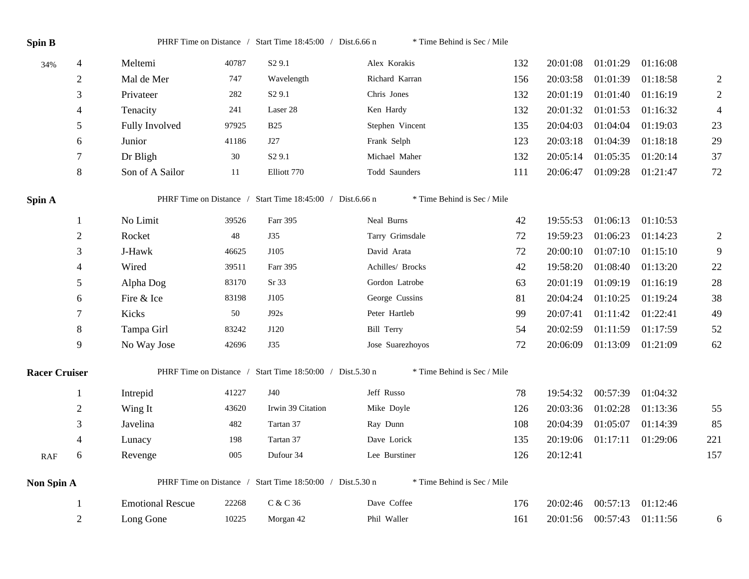**Spin B** PHRF Time on Distance / Start Time 18:45:00 / Dist.6.66 n * Time Behind is Sec / Mile

| | Place | Boat | Sail # | Type | Skipper | PHRF | Finish | Elapsed | Corrected | Behind |
|---|---|---|---|---|---|---|---|---|---|---|
| 34% | 4 | Meltemi | 40787 | S2 9.1 | Alex Korakis | 132 | 20:01:08 | 01:01:29 | 01:16:08 | |
| | 2 | Mal de Mer | 747 | Wavelength | Richard Karran | 156 | 20:03:58 | 01:01:39 | 01:18:58 | 2 |
| | 3 | Privateer | 282 | S2 9.1 | Chris Jones | 132 | 20:01:19 | 01:01:40 | 01:16:19 | 2 |
| | 4 | Tenacity | 241 | Laser 28 | Ken Hardy | 132 | 20:01:32 | 01:01:53 | 01:16:32 | 4 |
| | 5 | Fully Involved | 97925 | B25 | Stephen Vincent | 135 | 20:04:03 | 01:04:04 | 01:19:03 | 23 |
| | 6 | Junior | 41186 | J27 | Frank Selph | 123 | 20:03:18 | 01:04:39 | 01:18:18 | 29 |
| | 7 | Dr Bligh | 30 | S2 9.1 | Michael Maher | 132 | 20:05:14 | 01:05:35 | 01:20:14 | 37 |
| | 8 | Son of A Sailor | 11 | Elliott 770 | Todd Saunders | 111 | 20:06:47 | 01:09:28 | 01:21:47 | 72 |

**Spin A** PHRF Time on Distance / Start Time 18:45:00 / Dist.6.66 n * Time Behind is Sec / Mile

| | Place | Boat | Sail # | Type | Skipper | PHRF | Finish | Elapsed | Corrected | Behind |
|---|---|---|---|---|---|---|---|---|---|---|
| | 1 | No Limit | 39526 | Farr 395 | Neal Burns | 42 | 19:55:53 | 01:06:13 | 01:10:53 | |
| | 2 | Rocket | 48 | J35 | Tarry Grimsdale | 72 | 19:59:23 | 01:06:23 | 01:14:23 | 2 |
| | 3 | J-Hawk | 46625 | J105 | David Arata | 72 | 20:00:10 | 01:07:10 | 01:15:10 | 9 |
| | 4 | Wired | 39511 | Farr 395 | Achilles/ Brocks | 42 | 19:58:20 | 01:08:40 | 01:13:20 | 22 |
| | 5 | Alpha Dog | 83170 | Sr 33 | Gordon Latrobe | 63 | 20:01:19 | 01:09:19 | 01:16:19 | 28 |
| | 6 | Fire & Ice | 83198 | J105 | George Cussins | 81 | 20:04:24 | 01:10:25 | 01:19:24 | 38 |
| | 7 | Kicks | 50 | J92s | Peter Hartleb | 99 | 20:07:41 | 01:11:42 | 01:22:41 | 49 |
| | 8 | Tampa Girl | 83242 | J120 | Bill Terry | 54 | 20:02:59 | 01:11:59 | 01:17:59 | 52 |
| | 9 | No Way Jose | 42696 | J35 | Jose Suarezhoyos | 72 | 20:06:09 | 01:13:09 | 01:21:09 | 62 |

**Racer Cruiser** PHRF Time on Distance / Start Time 18:50:00 / Dist.5.30 n * Time Behind is Sec / Mile

| | Place | Boat | Sail # | Type | Skipper | PHRF | Finish | Elapsed | Corrected | Behind |
|---|---|---|---|---|---|---|---|---|---|---|
| | 1 | Intrepid | 41227 | J40 | Jeff Russo | 78 | 19:54:32 | 00:57:39 | 01:04:32 | |
| | 2 | Wing It | 43620 | Irwin 39 Citation | Mike Doyle | 126 | 20:03:36 | 01:02:28 | 01:13:36 | 55 |
| | 3 | Javelina | 482 | Tartan 37 | Ray Dunn | 108 | 20:04:39 | 01:05:07 | 01:14:39 | 85 |
| | 4 | Lunacy | 198 | Tartan 37 | Dave Lorick | 135 | 20:19:06 | 01:17:11 | 01:29:06 | 221 |
| RAF | 6 | Revenge | 005 | Dufour 34 | Lee Burstiner | 126 | 20:12:41 | | | 157 |

**Non Spin A** PHRF Time on Distance / Start Time 18:50:00 / Dist.5.30 n * Time Behind is Sec / Mile

| | Place | Boat | Sail # | Type | Skipper | PHRF | Finish | Elapsed | Corrected | Behind |
|---|---|---|---|---|---|---|---|---|---|---|
| | 1 | Emotional Rescue | 22268 | C & C 36 | Dave Coffee | 176 | 20:02:46 | 00:57:13 | 01:12:46 | |
| | 2 | Long Gone | 10225 | Morgan 42 | Phil Waller | 161 | 20:01:56 | 00:57:43 | 01:11:56 | 6 |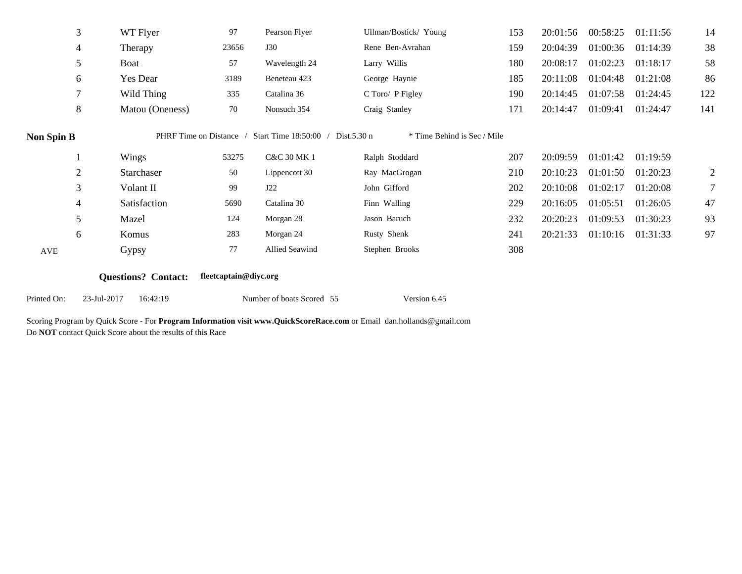| | | | | | | | | | |
|---|---|---|---|---|---|---|---|---|---|
| 3 | WT Flyer | 97 | Pearson Flyer | Ullman/Bostick/ Young | 153 | 20:01:56 | 00:58:25 | 01:11:56 | 14 |
| 4 | Therapy | 23656 | J30 | Rene Ben-Avrahan | 159 | 20:04:39 | 01:00:36 | 01:14:39 | 38 |
| 5 | Boat | 57 | Wavelength 24 | Larry Willis | 180 | 20:08:17 | 01:02:23 | 01:18:17 | 58 |
| 6 | Yes Dear | 3189 | Beneteau 423 | George Haynie | 185 | 20:11:08 | 01:04:48 | 01:21:08 | 86 |
| 7 | Wild Thing | 335 | Catalina 36 | C Toro/ P Figley | 190 | 20:14:45 | 01:07:58 | 01:24:45 | 122 |
| 8 | Matou (Oneness) | 70 | Nonsuch 354 | Craig Stanley | 171 | 20:14:47 | 01:09:41 | 01:24:47 | 141 |

**Non Spin B** PHRF Time on Distance / Start Time 18:50:00 / Dist.5.30 n * Time Behind is Sec / Mile

| | | | | | | | | | |
|---|---|---|---|---|---|---|---|---|---|
| 1 | Wings | 53275 | C&C 30 MK 1 | Ralph Stoddard | 207 | 20:09:59 | 01:01:42 | 01:19:59 | |
| 2 | Starchaser | 50 | Lippencott 30 | Ray MacGrogan | 210 | 20:10:23 | 01:01:50 | 01:20:23 | 2 |
| 3 | Volant II | 99 | J22 | John Gifford | 202 | 20:10:08 | 01:02:17 | 01:20:08 | 7 |
| 4 | Satisfaction | 5690 | Catalina 30 | Finn Walling | 229 | 20:16:05 | 01:05:51 | 01:26:05 | 47 |
| 5 | Mazel | 124 | Morgan 28 | Jason Baruch | 232 | 20:20:23 | 01:09:53 | 01:30:23 | 93 |
| 6 | Komus | 283 | Morgan 24 | Rusty Shenk | 241 | 20:21:33 | 01:10:16 | 01:31:33 | 97 |
| AVE | Gypsy | 77 | Allied Seawind | Stephen Brooks | 308 | | | | |

**Questions? Contact:** **fleetcaptain@diyc.org**

Printed On: 23-Jul-2017 16:42:19 Number of boats Scored 55 Version 6.45

Scoring Program by Quick Score - For **Program Information visit www.QuickScoreRace.com** or Email dan.hollands@gmail.com
Do **NOT** contact Quick Score about the results of this Race